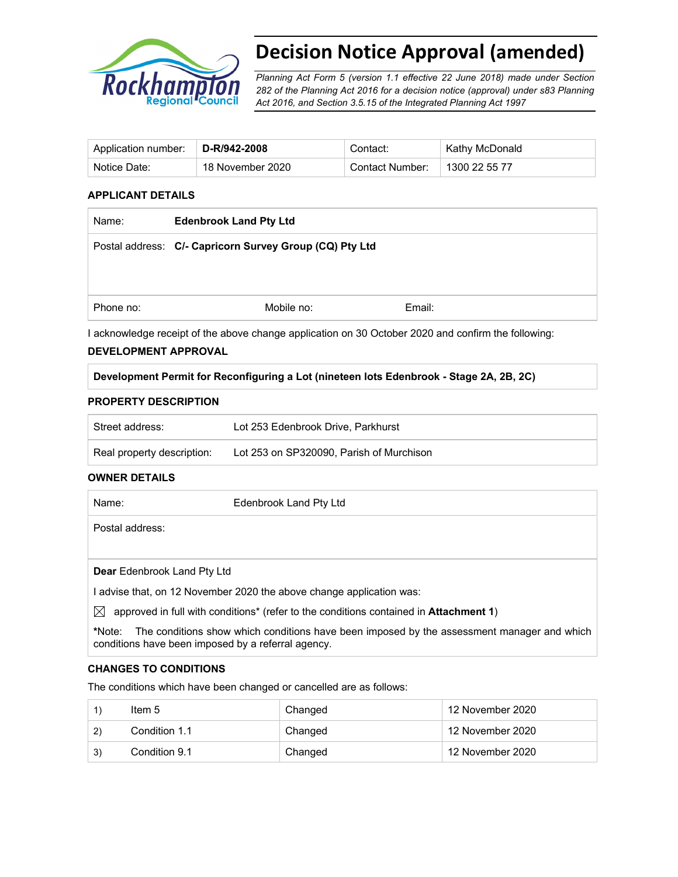# Decision Notice Approval (amended)

*Planning Act Form 5 (version 1.1 effective 22 June 2018) made under Section 282 of the Planning Act 2016 for a decision notice (approval) under s83 Planning Act 2016, and Section 3.5.15 of the Integrated Planning Act 1997*

| Application number: | **D-R/942-2008** | Contact: | Kathy McDonald |
|---|---|---|---|
| Notice Date: | 18 November 2020 | Contact Number: | 1300 22 55 77 |

### APPLICANT DETAILS

| Name: | **Edenbrook Land Pty Ltd** | |
|---|---|---|
| Postal address: | **C/- Capricorn Survey Group (CQ) Pty Ltd** | |
| Phone no: | Mobile no: | Email: |

I acknowledge receipt of the above change application on 30 October 2020 and confirm the following:

### DEVELOPMENT APPROVAL

**Development Permit for Reconfiguring a Lot (nineteen lots Edenbrook - Stage 2A, 2B, 2C)**

### PROPERTY DESCRIPTION

| Street address: | Lot 253 Edenbrook Drive, Parkhurst |
|---|---|
| Real property description: | Lot 253 on SP320090, Parish of Murchison |

### OWNER DETAILS

| Name: | Edenbrook Land Pty Ltd |
|---|---|
| Postal address: | |

**Dear** Edenbrook Land Pty Ltd

I advise that, on 12 November 2020 the above change application was:

☒ approved in full with conditions* (refer to the conditions contained in **Attachment 1**)

***Note:** The conditions show which conditions have been imposed by the assessment manager and which conditions have been imposed by a referral agency.

### CHANGES TO CONDITIONS

The conditions which have been changed or cancelled are as follows:

| | | | |
|---|---|---|---|
| 1) | Item 5 | Changed | 12 November 2020 |
| 2) | Condition 1.1 | Changed | 12 November 2020 |
| 3) | Condition 9.1 | Changed | 12 November 2020 |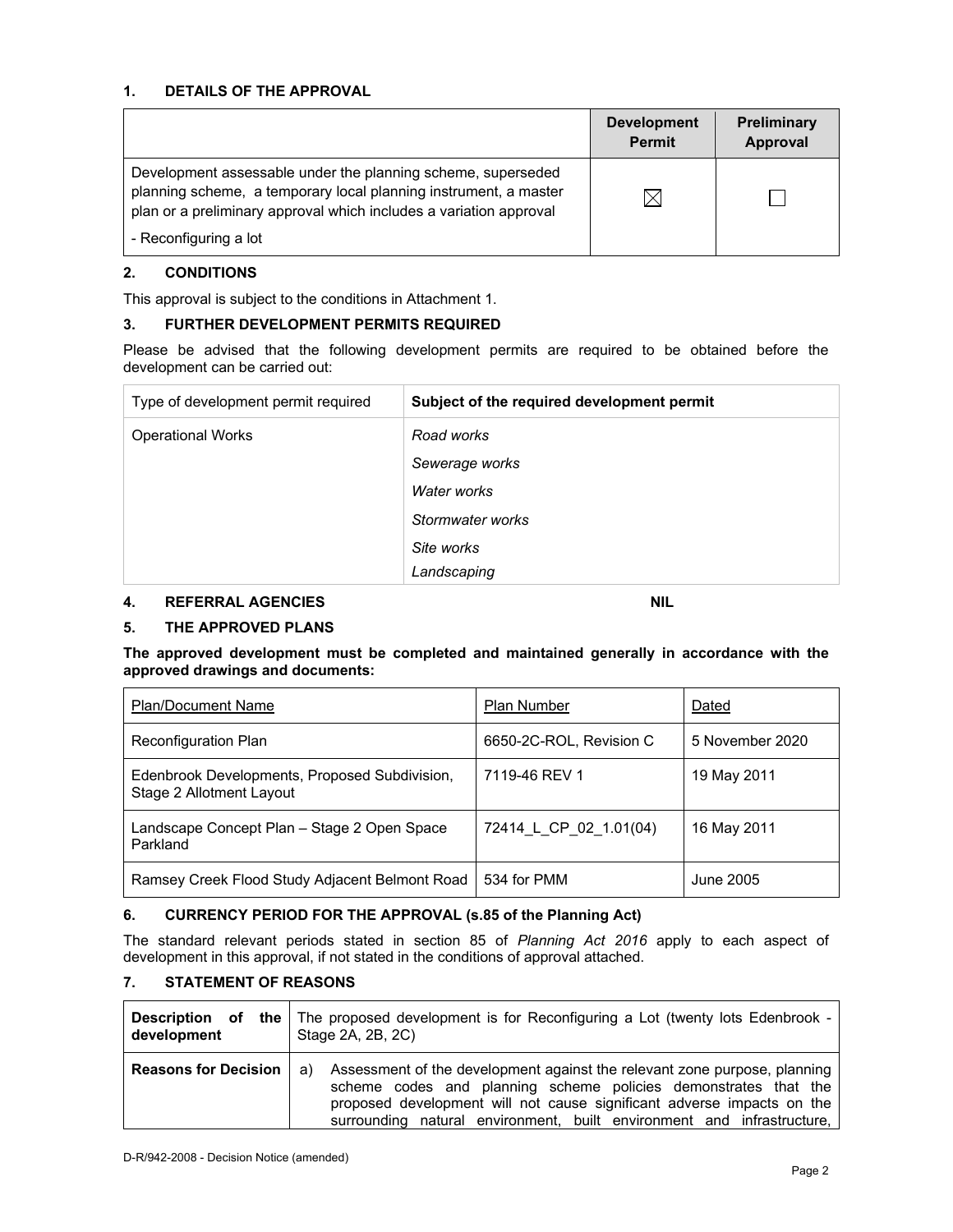## 1. DETAILS OF THE APPROVAL

| | Development Permit | Preliminary Approval |
|---|---|---|
| Development assessable under the planning scheme, superseded planning scheme, a temporary local planning instrument, a master plan or a preliminary approval which includes a variation approval<br>- Reconfiguring a lot | ☒ | ☐ |

## 2. CONDITIONS

This approval is subject to the conditions in Attachment 1.

## 3. FURTHER DEVELOPMENT PERMITS REQUIRED

Please be advised that the following development permits are required to be obtained before the development can be carried out:

| Type of development permit required | Subject of the required development permit |
|---|---|
| Operational Works | *Road works*<br>*Sewerage works*<br>*Water works*<br>*Stormwater works*<br>*Site works*<br>*Landscaping* |

## 4. REFERRAL AGENCIES NIL

## 5. THE APPROVED PLANS

**The approved development must be completed and maintained generally in accordance with the approved drawings and documents:**

| Plan/Document Name | Plan Number | Dated |
|---|---|---|
| Reconfiguration Plan | 6650-2C-ROL, Revision C | 5 November 2020 |
| Edenbrook Developments, Proposed Subdivision, Stage 2 Allotment Layout | 7119-46 REV 1 | 19 May 2011 |
| Landscape Concept Plan – Stage 2 Open Space Parkland | 72414_L_CP_02_1.01(04) | 16 May 2011 |
| Ramsey Creek Flood Study Adjacent Belmont Road | 534 for PMM | June 2005 |

## 6. CURRENCY PERIOD FOR THE APPROVAL (s.85 of the Planning Act)

The standard relevant periods stated in section 85 of *Planning Act 2016* apply to each aspect of development in this approval, if not stated in the conditions of approval attached.

## 7. STATEMENT OF REASONS

| | |
|---|---|
| **Description of the development** | The proposed development is for Reconfiguring a Lot (twenty lots Edenbrook - Stage 2A, 2B, 2C) |
| **Reasons for Decision** | a) Assessment of the development against the relevant zone purpose, planning scheme codes and planning scheme policies demonstrates that the proposed development will not cause significant adverse impacts on the surrounding natural environment, built environment and infrastructure, |

D-R/942-2008 - Decision Notice (amended)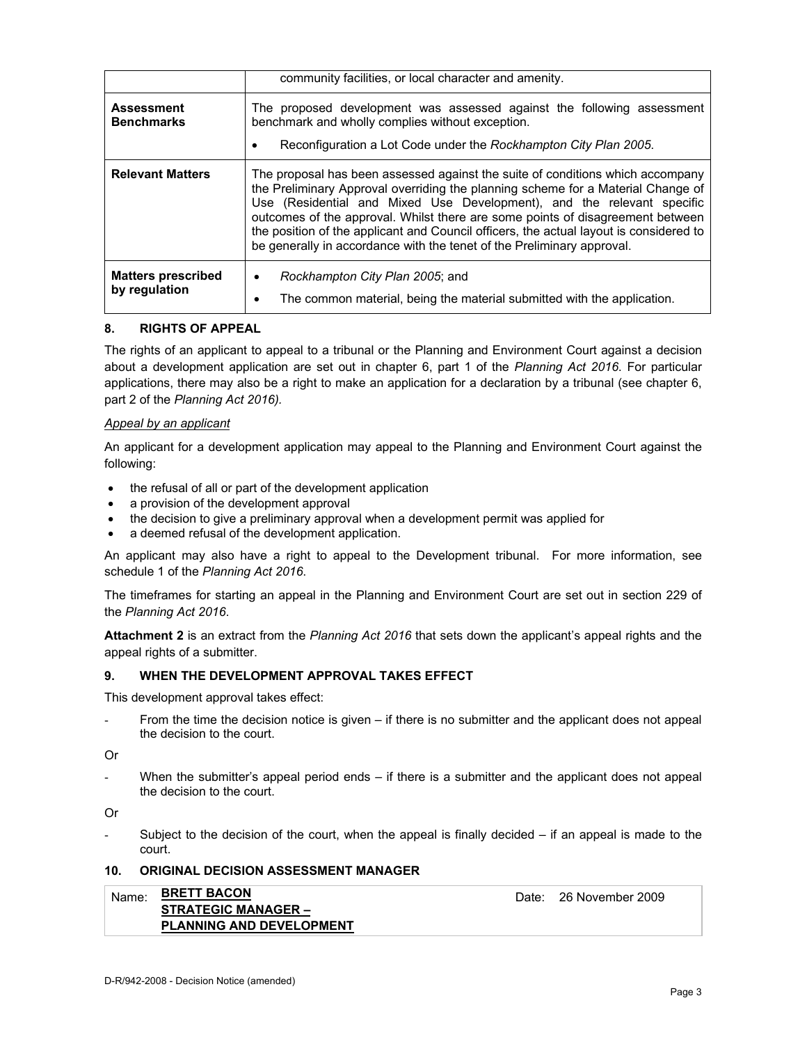| | |
|---|---|
| | community facilities, or local character and amenity. |
| **Assessment Benchmarks** | The proposed development was assessed against the following assessment benchmark and wholly complies without exception.<br>• Reconfiguration a Lot Code under the *Rockhampton City Plan 2005*. |
| **Relevant Matters** | The proposal has been assessed against the suite of conditions which accompany the Preliminary Approval overriding the planning scheme for a Material Change of Use (Residential and Mixed Use Development), and the relevant specific outcomes of the approval. Whilst there are some points of disagreement between the position of the applicant and Council officers, the actual layout is considered to be generally in accordance with the tenet of the Preliminary approval. |
| **Matters prescribed by regulation** | • *Rockhampton City Plan 2005*; and<br>• The common material, being the material submitted with the application. |

## 8. RIGHTS OF APPEAL

The rights of an applicant to appeal to a tribunal or the Planning and Environment Court against a decision about a development application are set out in chapter 6, part 1 of the *Planning Act 2016*. For particular applications, there may also be a right to make an application for a declaration by a tribunal (see chapter 6, part 2 of the *Planning Act 2016).*

*Appeal by an applicant*

An applicant for a development application may appeal to the Planning and Environment Court against the following:

- the refusal of all or part of the development application
- a provision of the development approval
- the decision to give a preliminary approval when a development permit was applied for
- a deemed refusal of the development application.

An applicant may also have a right to appeal to the Development tribunal. For more information, see schedule 1 of the *Planning Act 2016*.

The timeframes for starting an appeal in the Planning and Environment Court are set out in section 229 of the *Planning Act 2016*.

**Attachment 2** is an extract from the *Planning Act 2016* that sets down the applicant's appeal rights and the appeal rights of a submitter.

## 9. WHEN THE DEVELOPMENT APPROVAL TAKES EFFECT

This development approval takes effect:

- From the time the decision notice is given – if there is no submitter and the applicant does not appeal the decision to the court.

Or

- When the submitter's appeal period ends – if there is a submitter and the applicant does not appeal the decision to the court.

Or

- Subject to the decision of the court, when the appeal is finally decided – if an appeal is made to the court.

## 10. ORIGINAL DECISION ASSESSMENT MANAGER

| | |
|---|---|
| Name: **BRETT BACON**<br>**STRATEGIC MANAGER –**<br>**PLANNING AND DEVELOPMENT** | Date: 26 November 2009 |

D-R/942-2008 - Decision Notice (amended)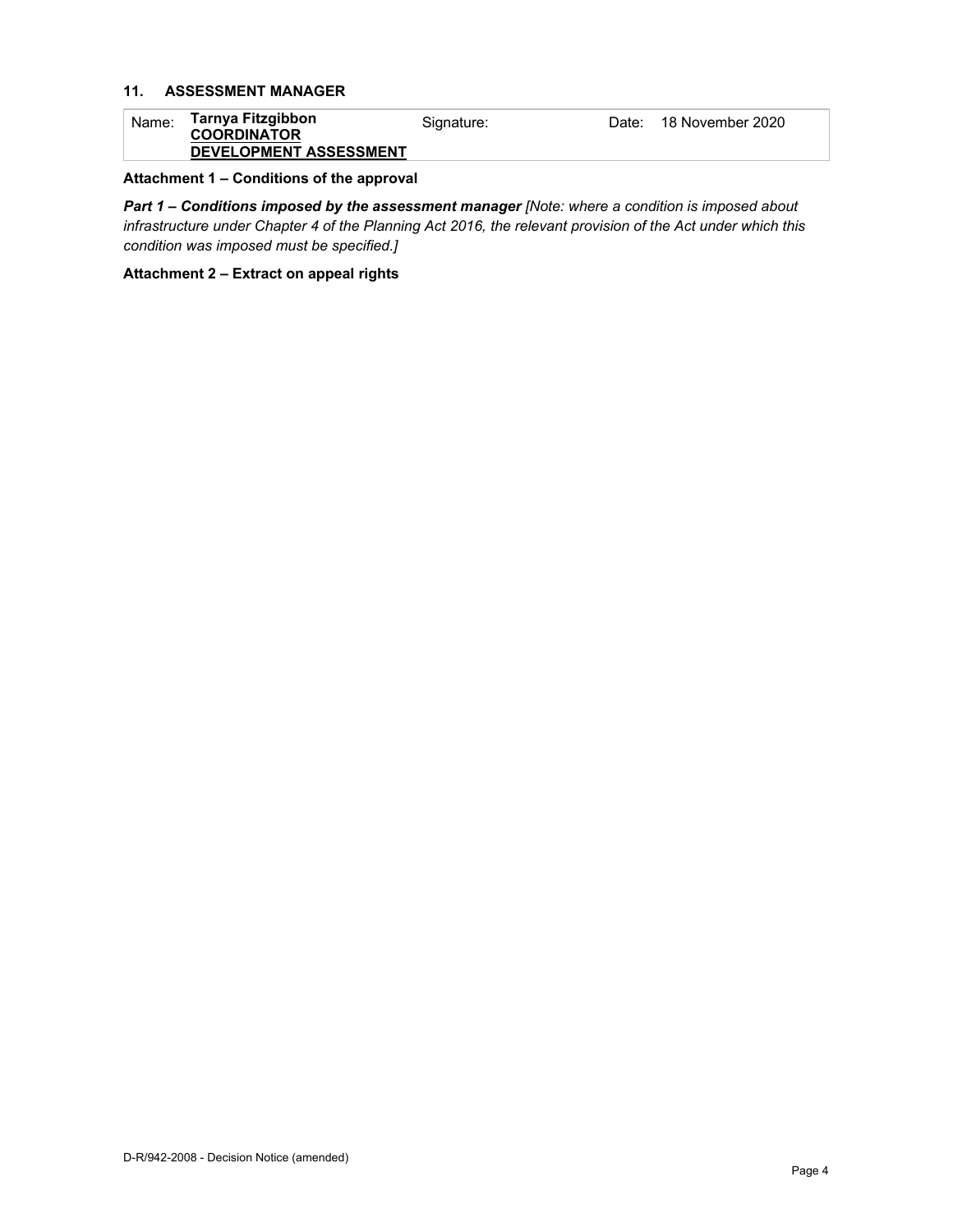## 11. ASSESSMENT MANAGER

| Name: | **Tarnya Fitzgibbon** **COORDINATOR** **DEVELOPMENT ASSESSMENT** | Signature: | Date: 18 November 2020 |
|---|---|---|---|

**Attachment 1 – Conditions of the approval**

***Part 1 – Conditions imposed by the assessment manager*** *[Note: where a condition is imposed about infrastructure under Chapter 4 of the Planning Act 2016, the relevant provision of the Act under which this condition was imposed must be specified.]*

**Attachment 2 – Extract on appeal rights**

D-R/942-2008 - Decision Notice (amended)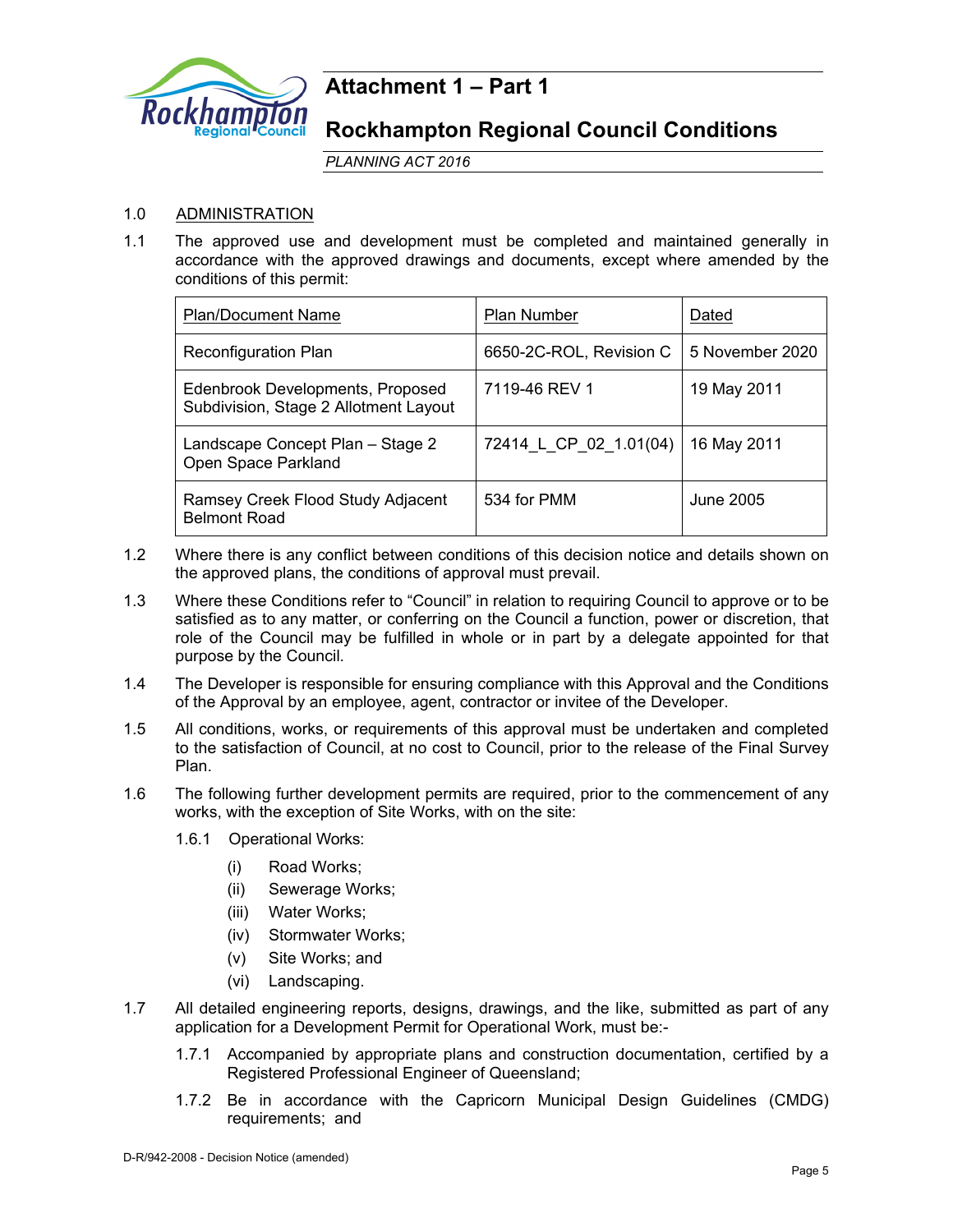# Attachment 1 – Part 1

# Rockhampton Regional Council Conditions

*PLANNING ACT 2016*

1.0 ADMINISTRATION

1.1 The approved use and development must be completed and maintained generally in accordance with the approved drawings and documents, except where amended by the conditions of this permit:

| Plan/Document Name | Plan Number | Dated |
|---|---|---|
| Reconfiguration Plan | 6650-2C-ROL, Revision C | 5 November 2020 |
| Edenbrook Developments, Proposed Subdivision, Stage 2 Allotment Layout | 7119-46 REV 1 | 19 May 2011 |
| Landscape Concept Plan – Stage 2 Open Space Parkland | 72414_L_CP_02_1.01(04) | 16 May 2011 |
| Ramsey Creek Flood Study Adjacent Belmont Road | 534 for PMM | June 2005 |

1.2 Where there is any conflict between conditions of this decision notice and details shown on the approved plans, the conditions of approval must prevail.

1.3 Where these Conditions refer to "Council" in relation to requiring Council to approve or to be satisfied as to any matter, or conferring on the Council a function, power or discretion, that role of the Council may be fulfilled in whole or in part by a delegate appointed for that purpose by the Council.

1.4 The Developer is responsible for ensuring compliance with this Approval and the Conditions of the Approval by an employee, agent, contractor or invitee of the Developer.

1.5 All conditions, works, or requirements of this approval must be undertaken and completed to the satisfaction of Council, at no cost to Council, prior to the release of the Final Survey Plan.

1.6 The following further development permits are required, prior to the commencement of any works, with the exception of Site Works, with on the site:

1.6.1 Operational Works:

(i) Road Works;

(ii) Sewerage Works;

(iii) Water Works;

(iv) Stormwater Works;

(v) Site Works; and

(vi) Landscaping.

1.7 All detailed engineering reports, designs, drawings, and the like, submitted as part of any application for a Development Permit for Operational Work, must be:-

1.7.1 Accompanied by appropriate plans and construction documentation, certified by a Registered Professional Engineer of Queensland;

1.7.2 Be in accordance with the Capricorn Municipal Design Guidelines (CMDG) requirements; and

D-R/942-2008 - Decision Notice (amended)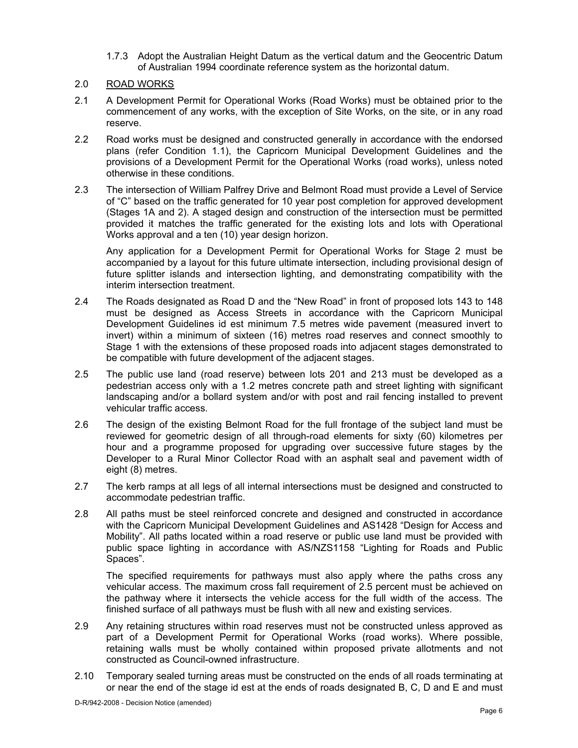1.7.3 Adopt the Australian Height Datum as the vertical datum and the Geocentric Datum of Australian 1994 coordinate reference system as the horizontal datum.

2.0 ROAD WORKS

2.1 A Development Permit for Operational Works (Road Works) must be obtained prior to the commencement of any works, with the exception of Site Works, on the site, or in any road reserve.

2.2 Road works must be designed and constructed generally in accordance with the endorsed plans (refer Condition 1.1), the Capricorn Municipal Development Guidelines and the provisions of a Development Permit for the Operational Works (road works), unless noted otherwise in these conditions.

2.3 The intersection of William Palfrey Drive and Belmont Road must provide a Level of Service of "C" based on the traffic generated for 10 year post completion for approved development (Stages 1A and 2). A staged design and construction of the intersection must be permitted provided it matches the traffic generated for the existing lots and lots with Operational Works approval and a ten (10) year design horizon.

Any application for a Development Permit for Operational Works for Stage 2 must be accompanied by a layout for this future ultimate intersection, including provisional design of future splitter islands and intersection lighting, and demonstrating compatibility with the interim intersection treatment.

2.4 The Roads designated as Road D and the "New Road" in front of proposed lots 143 to 148 must be designed as Access Streets in accordance with the Capricorn Municipal Development Guidelines id est minimum 7.5 metres wide pavement (measured invert to invert) within a minimum of sixteen (16) metres road reserves and connect smoothly to Stage 1 with the extensions of these proposed roads into adjacent stages demonstrated to be compatible with future development of the adjacent stages.

2.5 The public use land (road reserve) between lots 201 and 213 must be developed as a pedestrian access only with a 1.2 metres concrete path and street lighting with significant landscaping and/or a bollard system and/or with post and rail fencing installed to prevent vehicular traffic access.

2.6 The design of the existing Belmont Road for the full frontage of the subject land must be reviewed for geometric design of all through-road elements for sixty (60) kilometres per hour and a programme proposed for upgrading over successive future stages by the Developer to a Rural Minor Collector Road with an asphalt seal and pavement width of eight (8) metres.

2.7 The kerb ramps at all legs of all internal intersections must be designed and constructed to accommodate pedestrian traffic.

2.8 All paths must be steel reinforced concrete and designed and constructed in accordance with the Capricorn Municipal Development Guidelines and AS1428 "Design for Access and Mobility". All paths located within a road reserve or public use land must be provided with public space lighting in accordance with AS/NZS1158 "Lighting for Roads and Public Spaces".

The specified requirements for pathways must also apply where the paths cross any vehicular access. The maximum cross fall requirement of 2.5 percent must be achieved on the pathway where it intersects the vehicle access for the full width of the access. The finished surface of all pathways must be flush with all new and existing services.

2.9 Any retaining structures within road reserves must not be constructed unless approved as part of a Development Permit for Operational Works (road works). Where possible, retaining walls must be wholly contained within proposed private allotments and not constructed as Council-owned infrastructure.

2.10 Temporary sealed turning areas must be constructed on the ends of all roads terminating at or near the end of the stage id est at the ends of roads designated B, C, D and E and must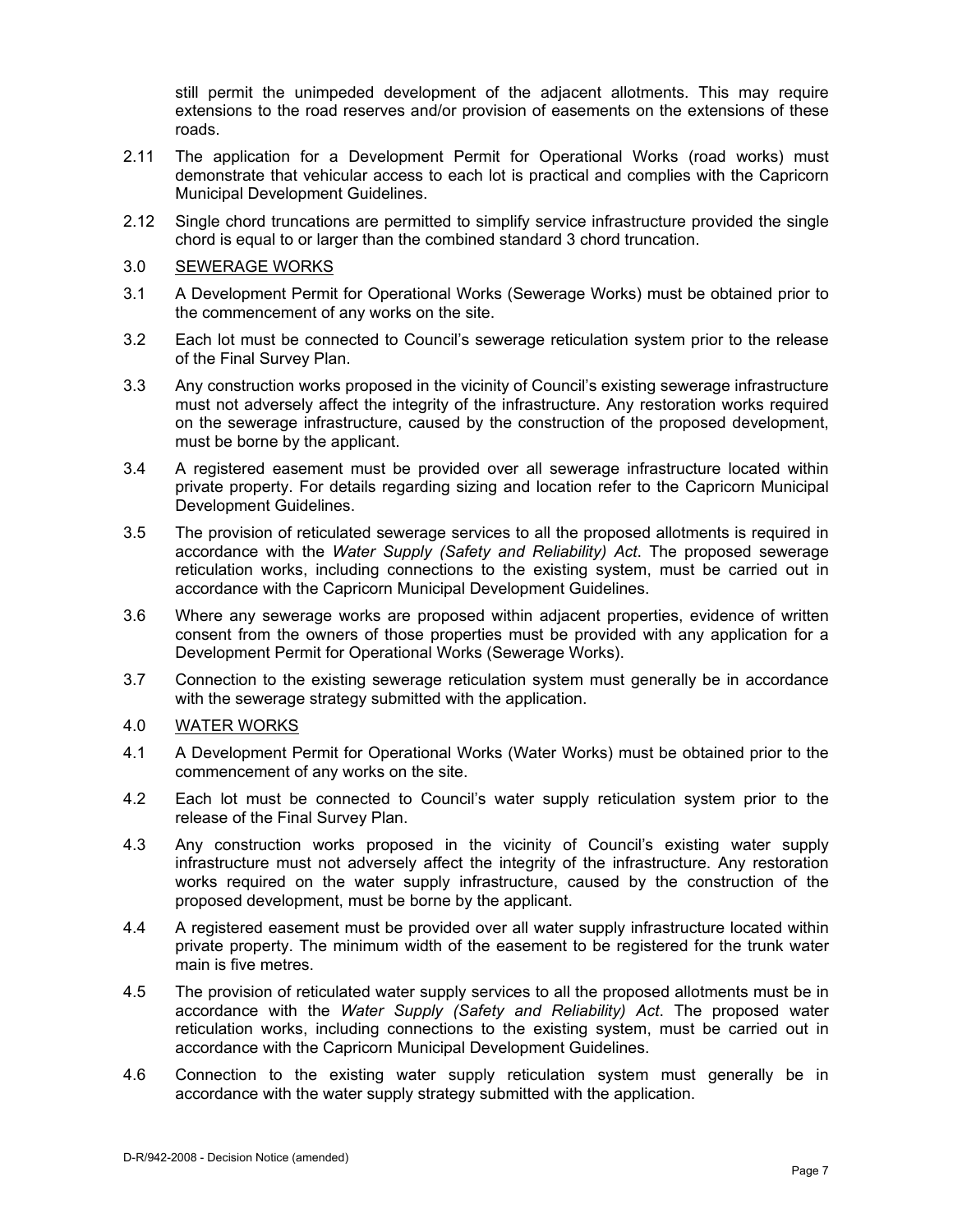still permit the unimpeded development of the adjacent allotments. This may require extensions to the road reserves and/or provision of easements on the extensions of these roads.

2.11 The application for a Development Permit for Operational Works (road works) must demonstrate that vehicular access to each lot is practical and complies with the Capricorn Municipal Development Guidelines.

2.12 Single chord truncations are permitted to simplify service infrastructure provided the single chord is equal to or larger than the combined standard 3 chord truncation.

3.0 <u>SEWERAGE WORKS</u>

3.1 A Development Permit for Operational Works (Sewerage Works) must be obtained prior to the commencement of any works on the site.

3.2 Each lot must be connected to Council's sewerage reticulation system prior to the release of the Final Survey Plan.

3.3 Any construction works proposed in the vicinity of Council's existing sewerage infrastructure must not adversely affect the integrity of the infrastructure. Any restoration works required on the sewerage infrastructure, caused by the construction of the proposed development, must be borne by the applicant.

3.4 A registered easement must be provided over all sewerage infrastructure located within private property. For details regarding sizing and location refer to the Capricorn Municipal Development Guidelines.

3.5 The provision of reticulated sewerage services to all the proposed allotments is required in accordance with the *Water Supply (Safety and Reliability) Act*. The proposed sewerage reticulation works, including connections to the existing system, must be carried out in accordance with the Capricorn Municipal Development Guidelines.

3.6 Where any sewerage works are proposed within adjacent properties, evidence of written consent from the owners of those properties must be provided with any application for a Development Permit for Operational Works (Sewerage Works).

3.7 Connection to the existing sewerage reticulation system must generally be in accordance with the sewerage strategy submitted with the application.

4.0 <u>WATER WORKS</u>

4.1 A Development Permit for Operational Works (Water Works) must be obtained prior to the commencement of any works on the site.

4.2 Each lot must be connected to Council's water supply reticulation system prior to the release of the Final Survey Plan.

4.3 Any construction works proposed in the vicinity of Council's existing water supply infrastructure must not adversely affect the integrity of the infrastructure. Any restoration works required on the water supply infrastructure, caused by the construction of the proposed development, must be borne by the applicant.

4.4 A registered easement must be provided over all water supply infrastructure located within private property. The minimum width of the easement to be registered for the trunk water main is five metres.

4.5 The provision of reticulated water supply services to all the proposed allotments must be in accordance with the *Water Supply (Safety and Reliability) Act*. The proposed water reticulation works, including connections to the existing system, must be carried out in accordance with the Capricorn Municipal Development Guidelines.

4.6 Connection to the existing water supply reticulation system must generally be in accordance with the water supply strategy submitted with the application.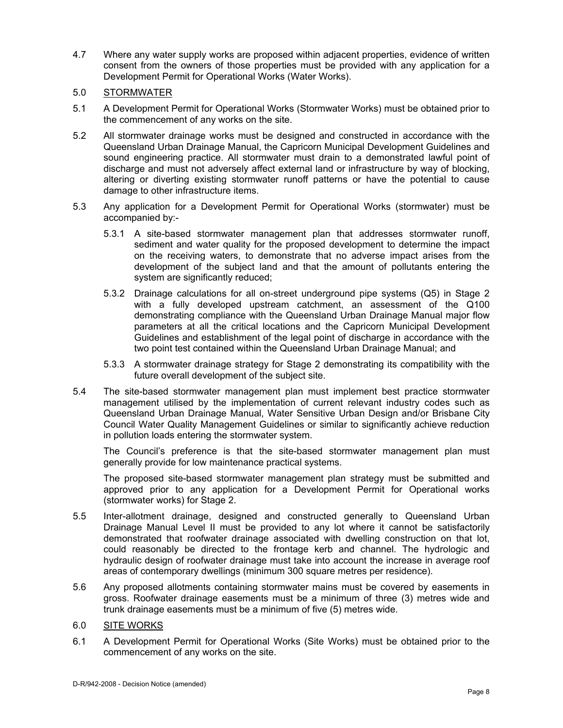4.7 Where any water supply works are proposed within adjacent properties, evidence of written consent from the owners of those properties must be provided with any application for a Development Permit for Operational Works (Water Works).

## 5.0 STORMWATER

5.1 A Development Permit for Operational Works (Stormwater Works) must be obtained prior to the commencement of any works on the site.

5.2 All stormwater drainage works must be designed and constructed in accordance with the Queensland Urban Drainage Manual, the Capricorn Municipal Development Guidelines and sound engineering practice. All stormwater must drain to a demonstrated lawful point of discharge and must not adversely affect external land or infrastructure by way of blocking, altering or diverting existing stormwater runoff patterns or have the potential to cause damage to other infrastructure items.

5.3 Any application for a Development Permit for Operational Works (stormwater) must be accompanied by:-

5.3.1 A site-based stormwater management plan that addresses stormwater runoff, sediment and water quality for the proposed development to determine the impact on the receiving waters, to demonstrate that no adverse impact arises from the development of the subject land and that the amount of pollutants entering the system are significantly reduced;

5.3.2 Drainage calculations for all on-street underground pipe systems (Q5) in Stage 2 with a fully developed upstream catchment, an assessment of the Q100 demonstrating compliance with the Queensland Urban Drainage Manual major flow parameters at all the critical locations and the Capricorn Municipal Development Guidelines and establishment of the legal point of discharge in accordance with the two point test contained within the Queensland Urban Drainage Manual; and

5.3.3 A stormwater drainage strategy for Stage 2 demonstrating its compatibility with the future overall development of the subject site.

5.4 The site-based stormwater management plan must implement best practice stormwater management utilised by the implementation of current relevant industry codes such as Queensland Urban Drainage Manual, Water Sensitive Urban Design and/or Brisbane City Council Water Quality Management Guidelines or similar to significantly achieve reduction in pollution loads entering the stormwater system.

The Council's preference is that the site-based stormwater management plan must generally provide for low maintenance practical systems.

The proposed site-based stormwater management plan strategy must be submitted and approved prior to any application for a Development Permit for Operational works (stormwater works) for Stage 2.

5.5 Inter-allotment drainage, designed and constructed generally to Queensland Urban Drainage Manual Level II must be provided to any lot where it cannot be satisfactorily demonstrated that roofwater drainage associated with dwelling construction on that lot, could reasonably be directed to the frontage kerb and channel. The hydrologic and hydraulic design of roofwater drainage must take into account the increase in average roof areas of contemporary dwellings (minimum 300 square metres per residence).

5.6 Any proposed allotments containing stormwater mains must be covered by easements in gross. Roofwater drainage easements must be a minimum of three (3) metres wide and trunk drainage easements must be a minimum of five (5) metres wide.

## 6.0 SITE WORKS

6.1 A Development Permit for Operational Works (Site Works) must be obtained prior to the commencement of any works on the site.

D-R/942-2008 - Decision Notice (amended)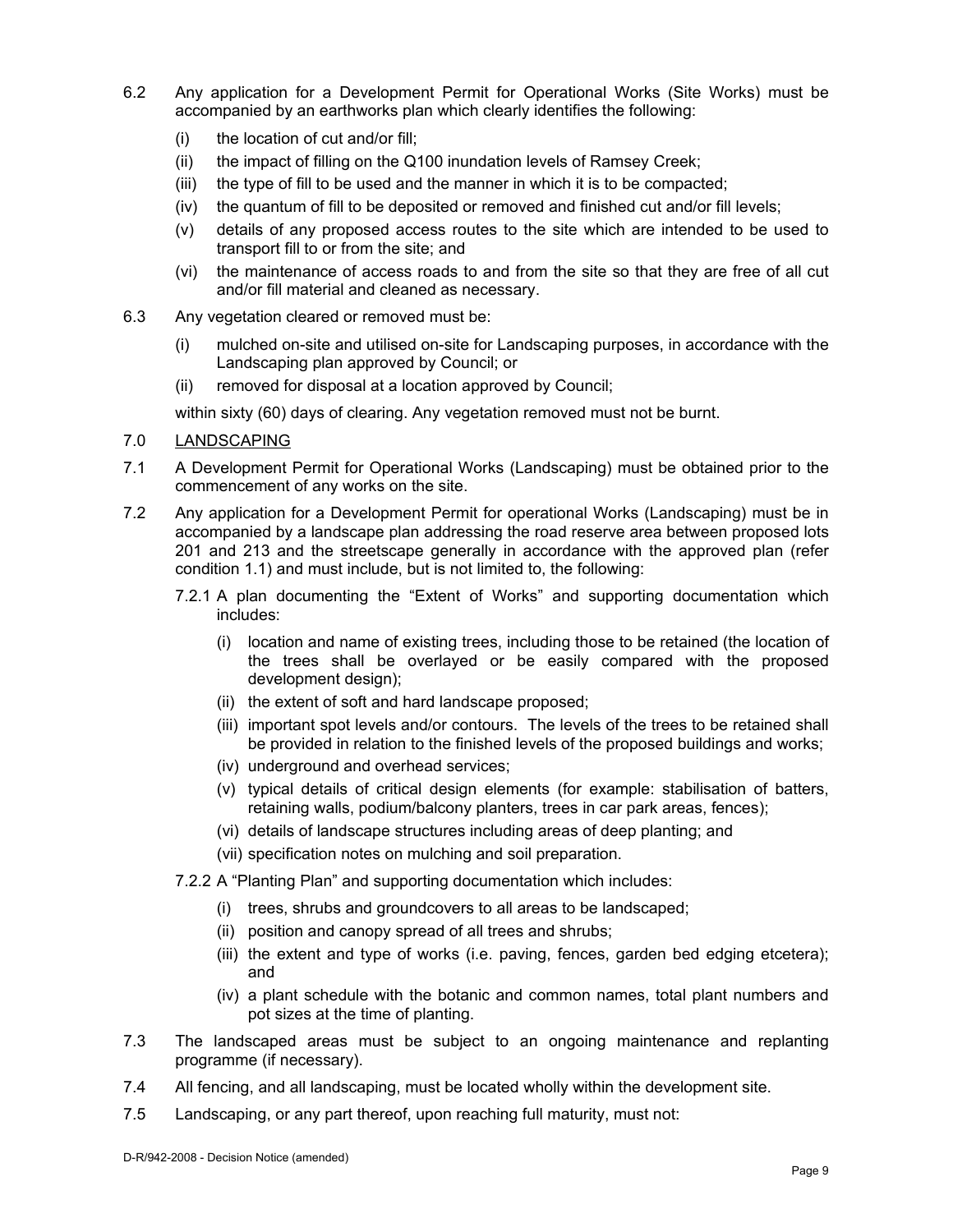6.2 Any application for a Development Permit for Operational Works (Site Works) must be accompanied by an earthworks plan which clearly identifies the following:

(i) the location of cut and/or fill;

(ii) the impact of filling on the Q100 inundation levels of Ramsey Creek;

(iii) the type of fill to be used and the manner in which it is to be compacted;

(iv) the quantum of fill to be deposited or removed and finished cut and/or fill levels;

(v) details of any proposed access routes to the site which are intended to be used to transport fill to or from the site; and

(vi) the maintenance of access roads to and from the site so that they are free of all cut and/or fill material and cleaned as necessary.

6.3 Any vegetation cleared or removed must be:

(i) mulched on-site and utilised on-site for Landscaping purposes, in accordance with the Landscaping plan approved by Council; or

(ii) removed for disposal at a location approved by Council;

within sixty (60) days of clearing. Any vegetation removed must not be burnt.

7.0 LANDSCAPING

7.1 A Development Permit for Operational Works (Landscaping) must be obtained prior to the commencement of any works on the site.

7.2 Any application for a Development Permit for operational Works (Landscaping) must be in accompanied by a landscape plan addressing the road reserve area between proposed lots 201 and 213 and the streetscape generally in accordance with the approved plan (refer condition 1.1) and must include, but is not limited to, the following:

7.2.1 A plan documenting the "Extent of Works" and supporting documentation which includes:

(i) location and name of existing trees, including those to be retained (the location of the trees shall be overlayed or be easily compared with the proposed development design);

(ii) the extent of soft and hard landscape proposed;

(iii) important spot levels and/or contours. The levels of the trees to be retained shall be provided in relation to the finished levels of the proposed buildings and works;

(iv) underground and overhead services;

(v) typical details of critical design elements (for example: stabilisation of batters, retaining walls, podium/balcony planters, trees in car park areas, fences);

(vi) details of landscape structures including areas of deep planting; and

(vii) specification notes on mulching and soil preparation.

7.2.2 A "Planting Plan" and supporting documentation which includes:

(i) trees, shrubs and groundcovers to all areas to be landscaped;

(ii) position and canopy spread of all trees and shrubs;

(iii) the extent and type of works (i.e. paving, fences, garden bed edging etcetera); and

(iv) a plant schedule with the botanic and common names, total plant numbers and pot sizes at the time of planting.

7.3 The landscaped areas must be subject to an ongoing maintenance and replanting programme (if necessary).

7.4 All fencing, and all landscaping, must be located wholly within the development site.

7.5 Landscaping, or any part thereof, upon reaching full maturity, must not: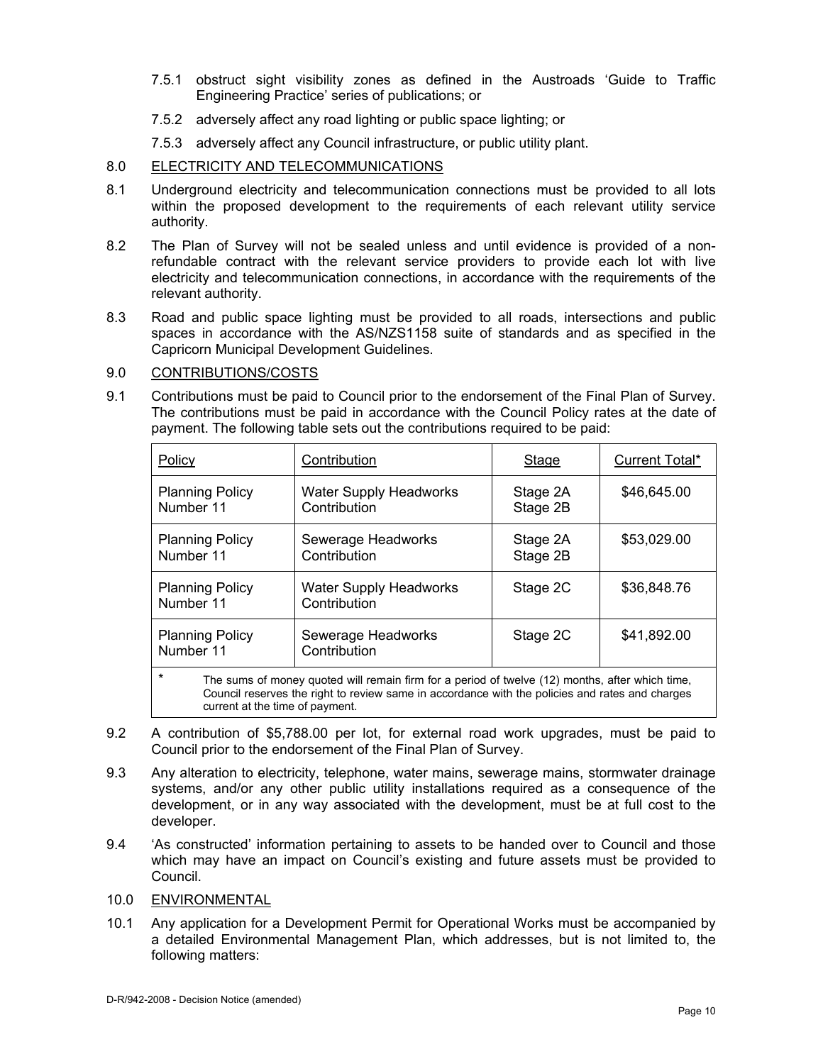7.5.1 obstruct sight visibility zones as defined in the Austroads 'Guide to Traffic Engineering Practice' series of publications; or

7.5.2 adversely affect any road lighting or public space lighting; or

7.5.3 adversely affect any Council infrastructure, or public utility plant.

8.0 ELECTRICITY AND TELECOMMUNICATIONS

8.1 Underground electricity and telecommunication connections must be provided to all lots within the proposed development to the requirements of each relevant utility service authority.

8.2 The Plan of Survey will not be sealed unless and until evidence is provided of a non-refundable contract with the relevant service providers to provide each lot with live electricity and telecommunication connections, in accordance with the requirements of the relevant authority.

8.3 Road and public space lighting must be provided to all roads, intersections and public spaces in accordance with the AS/NZS1158 suite of standards and as specified in the Capricorn Municipal Development Guidelines.

9.0 CONTRIBUTIONS/COSTS

9.1 Contributions must be paid to Council prior to the endorsement of the Final Plan of Survey. The contributions must be paid in accordance with the Council Policy rates at the date of payment. The following table sets out the contributions required to be paid:

| Policy | Contribution | Stage | Current Total* |
|---|---|---|---|
| Planning Policy Number 11 | Water Supply Headworks Contribution | Stage 2A Stage 2B | $46,645.00 |
| Planning Policy Number 11 | Sewerage Headworks Contribution | Stage 2A Stage 2B | $53,029.00 |
| Planning Policy Number 11 | Water Supply Headworks Contribution | Stage 2C | $36,848.76 |
| Planning Policy Number 11 | Sewerage Headworks Contribution | Stage 2C | $41,892.00 |

\* The sums of money quoted will remain firm for a period of twelve (12) months, after which time, Council reserves the right to review same in accordance with the policies and rates and charges current at the time of payment.

9.2 A contribution of $5,788.00 per lot, for external road work upgrades, must be paid to Council prior to the endorsement of the Final Plan of Survey.

9.3 Any alteration to electricity, telephone, water mains, sewerage mains, stormwater drainage systems, and/or any other public utility installations required as a consequence of the development, or in any way associated with the development, must be at full cost to the developer.

9.4 'As constructed' information pertaining to assets to be handed over to Council and those which may have an impact on Council's existing and future assets must be provided to Council.

10.0 ENVIRONMENTAL

10.1 Any application for a Development Permit for Operational Works must be accompanied by a detailed Environmental Management Plan, which addresses, but is not limited to, the following matters: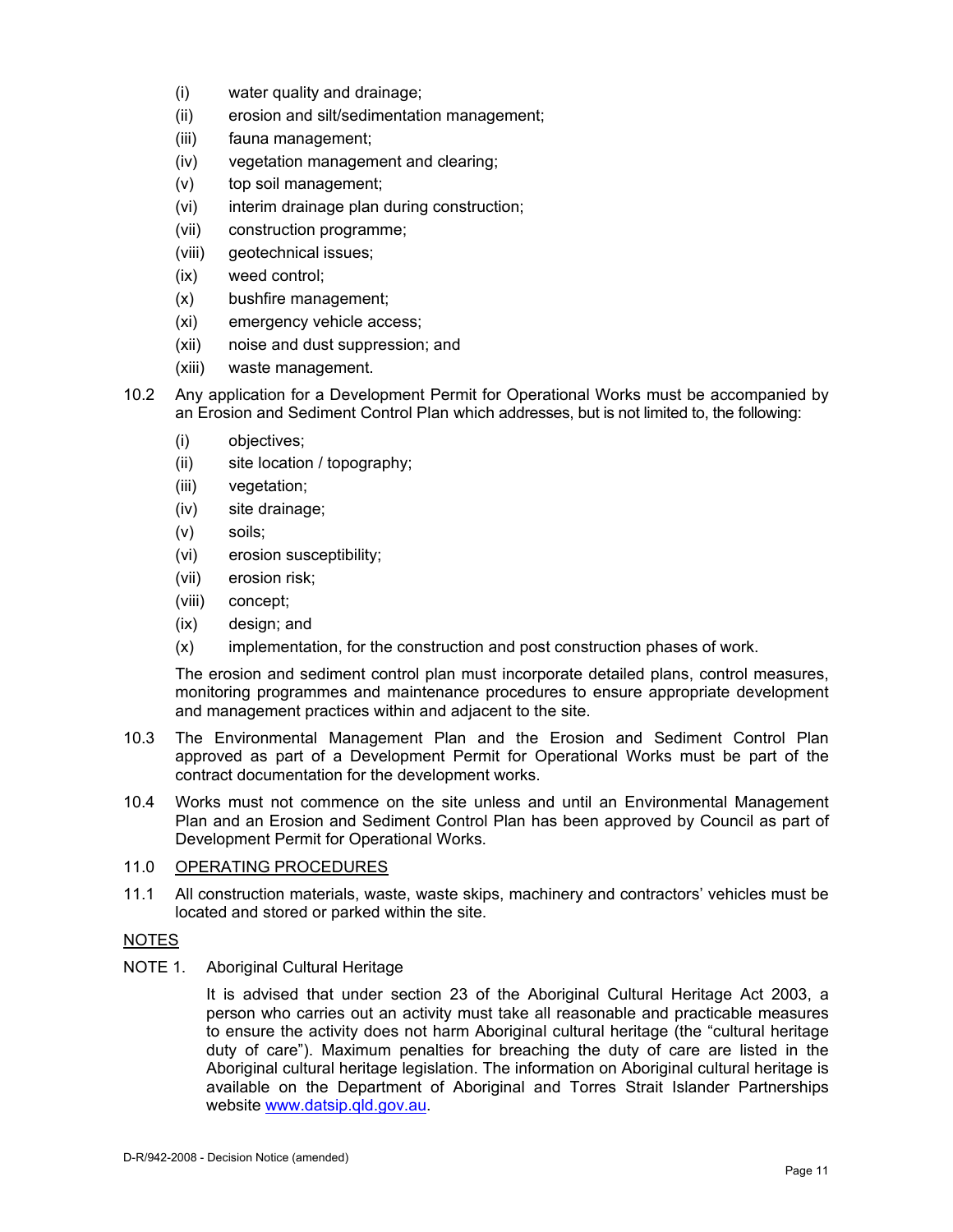(i) water quality and drainage;

(ii) erosion and silt/sedimentation management;

(iii) fauna management;

(iv) vegetation management and clearing;

(v) top soil management;

(vi) interim drainage plan during construction;

(vii) construction programme;

(viii) geotechnical issues;

(ix) weed control;

(x) bushfire management;

(xi) emergency vehicle access;

(xii) noise and dust suppression; and

(xiii) waste management.

10.2 Any application for a Development Permit for Operational Works must be accompanied by an Erosion and Sediment Control Plan which addresses, but is not limited to, the following:

(i) objectives;

(ii) site location / topography;

(iii) vegetation;

(iv) site drainage;

(v) soils;

(vi) erosion susceptibility;

(vii) erosion risk;

(viii) concept;

(ix) design; and

(x) implementation, for the construction and post construction phases of work.

The erosion and sediment control plan must incorporate detailed plans, control measures, monitoring programmes and maintenance procedures to ensure appropriate development and management practices within and adjacent to the site.

10.3 The Environmental Management Plan and the Erosion and Sediment Control Plan approved as part of a Development Permit for Operational Works must be part of the contract documentation for the development works.

10.4 Works must not commence on the site unless and until an Environmental Management Plan and an Erosion and Sediment Control Plan has been approved by Council as part of Development Permit for Operational Works.

## 11.0 OPERATING PROCEDURES

11.1 All construction materials, waste, waste skips, machinery and contractors' vehicles must be located and stored or parked within the site.

## NOTES

NOTE 1. Aboriginal Cultural Heritage

It is advised that under section 23 of the Aboriginal Cultural Heritage Act 2003, a person who carries out an activity must take all reasonable and practicable measures to ensure the activity does not harm Aboriginal cultural heritage (the "cultural heritage duty of care"). Maximum penalties for breaching the duty of care are listed in the Aboriginal cultural heritage legislation. The information on Aboriginal cultural heritage is available on the Department of Aboriginal and Torres Strait Islander Partnerships website www.datsip.qld.gov.au.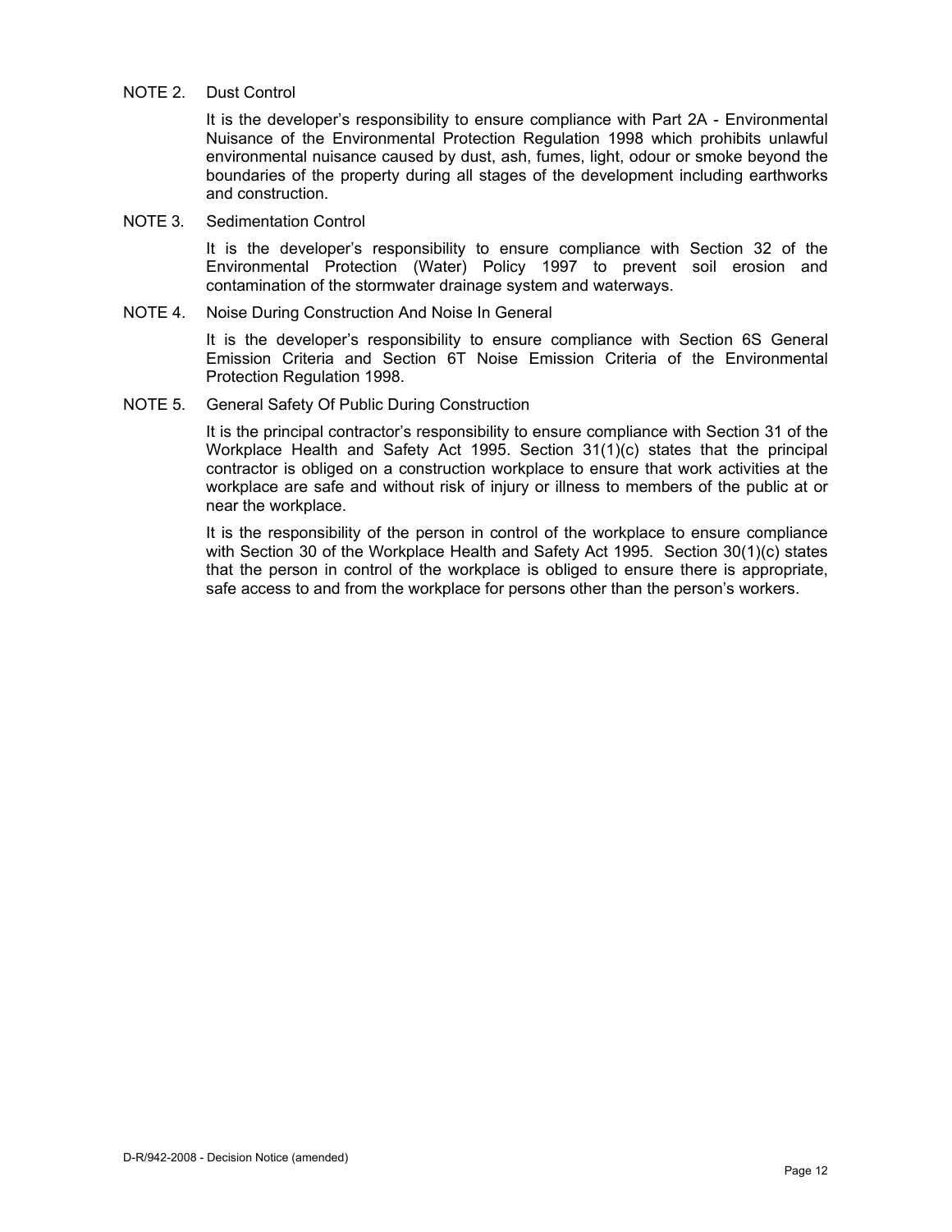NOTE 2. Dust Control

It is the developer's responsibility to ensure compliance with Part 2A - Environmental Nuisance of the Environmental Protection Regulation 1998 which prohibits unlawful environmental nuisance caused by dust, ash, fumes, light, odour or smoke beyond the boundaries of the property during all stages of the development including earthworks and construction.

NOTE 3. Sedimentation Control

It is the developer's responsibility to ensure compliance with Section 32 of the Environmental Protection (Water) Policy 1997 to prevent soil erosion and contamination of the stormwater drainage system and waterways.

NOTE 4. Noise During Construction And Noise In General

It is the developer's responsibility to ensure compliance with Section 6S General Emission Criteria and Section 6T Noise Emission Criteria of the Environmental Protection Regulation 1998.

NOTE 5. General Safety Of Public During Construction

It is the principal contractor's responsibility to ensure compliance with Section 31 of the Workplace Health and Safety Act 1995. Section 31(1)(c) states that the principal contractor is obliged on a construction workplace to ensure that work activities at the workplace are safe and without risk of injury or illness to members of the public at or near the workplace.

It is the responsibility of the person in control of the workplace to ensure compliance with Section 30 of the Workplace Health and Safety Act 1995. Section 30(1)(c) states that the person in control of the workplace is obliged to ensure there is appropriate, safe access to and from the workplace for persons other than the person's workers.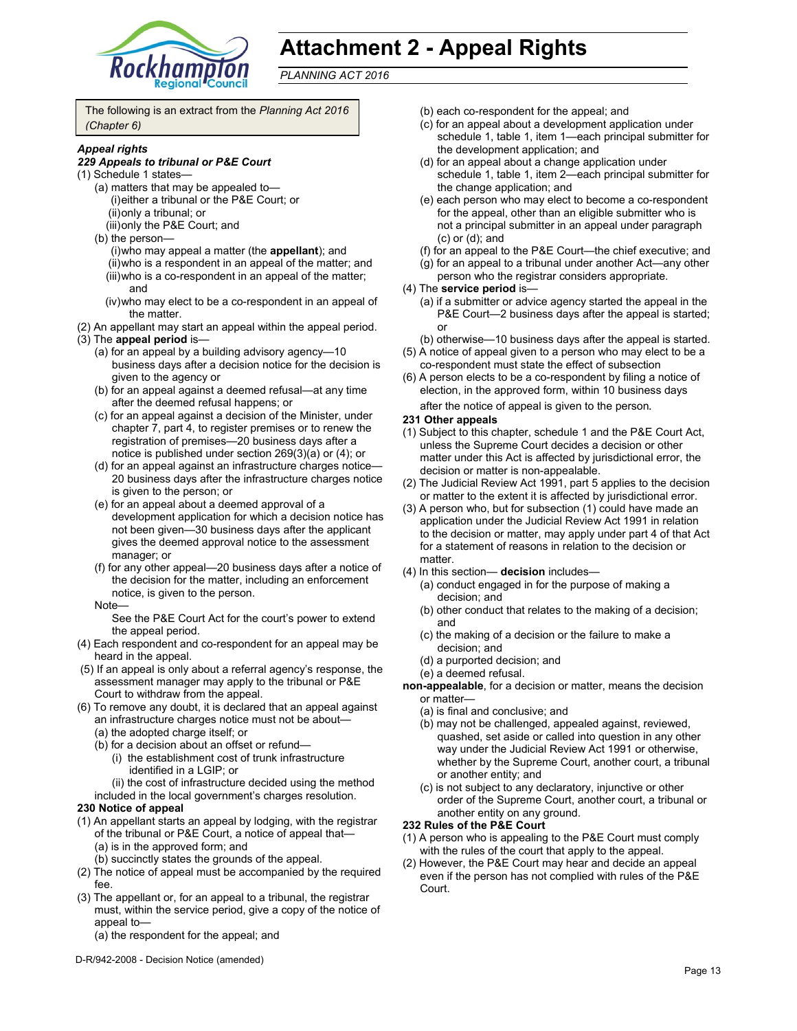# Attachment 2 - Appeal Rights

*PLANNING ACT 2016*

The following is an extract from the *Planning Act 2016 (Chapter 6)*

***Appeal rights***

***229 Appeals to tribunal or P&E Court***

(1) Schedule 1 states—

(a) matters that may be appealed to—

(i) either a tribunal or the P&E Court; or

(ii) only a tribunal; or

(iii) only the P&E Court; and

(b) the person—

(i) who may appeal a matter (the **appellant**); and

(ii) who is a respondent in an appeal of the matter; and

(iii) who is a co-respondent in an appeal of the matter; and

(iv) who may elect to be a co-respondent in an appeal of the matter.

(2) An appellant may start an appeal within the appeal period.

(3) The **appeal period** is—

(a) for an appeal by a building advisory agency—10 business days after a decision notice for the decision is given to the agency or

(b) for an appeal against a deemed refusal—at any time after the deemed refusal happens; or

(c) for an appeal against a decision of the Minister, under chapter 7, part 4, to register premises or to renew the registration of premises—20 business days after a notice is published under section 269(3)(a) or (4); or

(d) for an appeal against an infrastructure charges notice—20 business days after the infrastructure charges notice is given to the person; or

(e) for an appeal about a deemed approval of a development application for which a decision notice has not been given—30 business days after the applicant gives the deemed approval notice to the assessment manager; or

(f) for any other appeal—20 business days after a notice of the decision for the matter, including an enforcement notice, is given to the person.

Note—

See the P&E Court Act for the court's power to extend the appeal period.

(4) Each respondent and co-respondent for an appeal may be heard in the appeal.

(5) If an appeal is only about a referral agency's response, the assessment manager may apply to the tribunal or P&E Court to withdraw from the appeal.

(6) To remove any doubt, it is declared that an appeal against an infrastructure charges notice must not be about—

(a) the adopted charge itself; or

(b) for a decision about an offset or refund—

(i) the establishment cost of trunk infrastructure identified in a LGIP; or

(ii) the cost of infrastructure decided using the method included in the local government's charges resolution.

**230 Notice of appeal**

(1) An appellant starts an appeal by lodging, with the registrar of the tribunal or P&E Court, a notice of appeal that—

(a) is in the approved form; and

(b) succinctly states the grounds of the appeal.

(2) The notice of appeal must be accompanied by the required fee.

(3) The appellant or, for an appeal to a tribunal, the registrar must, within the service period, give a copy of the notice of appeal to—

(a) the respondent for the appeal; and

(b) each co-respondent for the appeal; and

(c) for an appeal about a development application under schedule 1, table 1, item 1—each principal submitter for the development application; and

(d) for an appeal about a change application under schedule 1, table 1, item 2—each principal submitter for the change application; and

(e) each person who may elect to become a co-respondent for the appeal, other than an eligible submitter who is not a principal submitter in an appeal under paragraph (c) or (d); and

(f) for an appeal to the P&E Court—the chief executive; and

(g) for an appeal to a tribunal under another Act—any other person who the registrar considers appropriate.

(4) The **service period** is—

(a) if a submitter or advice agency started the appeal in the P&E Court—2 business days after the appeal is started; or

(b) otherwise—10 business days after the appeal is started.

(5) A notice of appeal given to a person who may elect to be a co-respondent must state the effect of subsection

(6) A person elects to be a co-respondent by filing a notice of election, in the approved form, within 10 business days after the notice of appeal is given to the person.

**231 Other appeals**

(1) Subject to this chapter, schedule 1 and the P&E Court Act, unless the Supreme Court decides a decision or other matter under this Act is affected by jurisdictional error, the decision or matter is non-appealable.

(2) The Judicial Review Act 1991, part 5 applies to the decision or matter to the extent it is affected by jurisdictional error.

(3) A person who, but for subsection (1) could have made an application under the Judicial Review Act 1991 in relation to the decision or matter, may apply under part 4 of that Act for a statement of reasons in relation to the decision or matter.

(4) In this section— **decision** includes—

(a) conduct engaged in for the purpose of making a decision; and

(b) other conduct that relates to the making of a decision; and

(c) the making of a decision or the failure to make a decision; and

(d) a purported decision; and

(e) a deemed refusal.

**non-appealable**, for a decision or matter, means the decision or matter—

(a) is final and conclusive; and

(b) may not be challenged, appealed against, reviewed, quashed, set aside or called into question in any other way under the Judicial Review Act 1991 or otherwise, whether by the Supreme Court, another court, a tribunal or another entity; and

(c) is not subject to any declaratory, injunctive or other order of the Supreme Court, another court, a tribunal or another entity on any ground.

**232 Rules of the P&E Court**

(1) A person who is appealing to the P&E Court must comply with the rules of the court that apply to the appeal.

(2) However, the P&E Court may hear and decide an appeal even if the person has not complied with rules of the P&E Court.

D-R/942-2008 - Decision Notice (amended)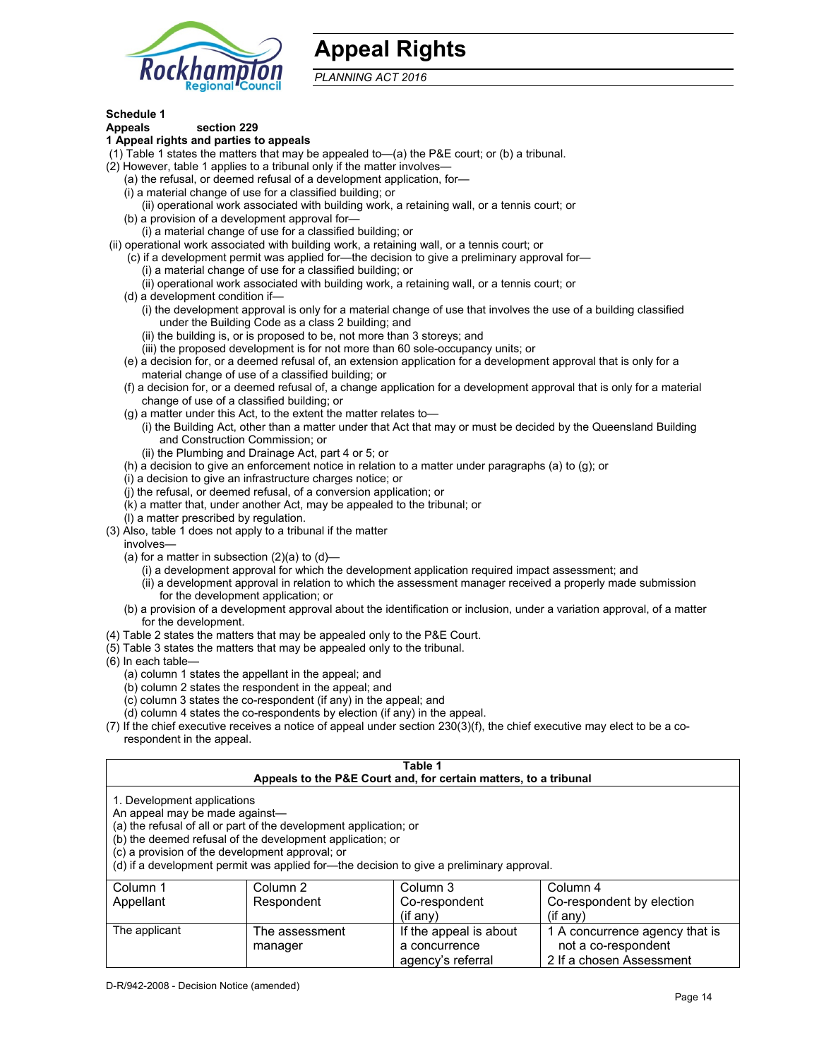# Appeal Rights

*PLANNING ACT 2016*

**Schedule 1**

**Appeals section 229**

**1 Appeal rights and parties to appeals**

(1) Table 1 states the matters that may be appealed to—(a) the P&E court; or (b) a tribunal.

(2) However, table 1 applies to a tribunal only if the matter involves—

(a) the refusal, or deemed refusal of a development application, for—

(i) a material change of use for a classified building; or

(ii) operational work associated with building work, a retaining wall, or a tennis court; or

(b) a provision of a development approval for—

(i) a material change of use for a classified building; or

(ii) operational work associated with building work, a retaining wall, or a tennis court; or

(c) if a development permit was applied for—the decision to give a preliminary approval for—

(i) a material change of use for a classified building; or

(ii) operational work associated with building work, a retaining wall, or a tennis court; or

(d) a development condition if—

(i) the development approval is only for a material change of use that involves the use of a building classified under the Building Code as a class 2 building; and

(ii) the building is, or is proposed to be, not more than 3 storeys; and

(iii) the proposed development is for not more than 60 sole-occupancy units; or

(e) a decision for, or a deemed refusal of, an extension application for a development approval that is only for a material change of use of a classified building; or

(f) a decision for, or a deemed refusal of, a change application for a development approval that is only for a material change of use of a classified building; or

(g) a matter under this Act, to the extent the matter relates to—

(i) the Building Act, other than a matter under that Act that may or must be decided by the Queensland Building and Construction Commission; or

(ii) the Plumbing and Drainage Act, part 4 or 5; or

(h) a decision to give an enforcement notice in relation to a matter under paragraphs (a) to (g); or

(i) a decision to give an infrastructure charges notice; or

(j) the refusal, or deemed refusal, of a conversion application; or

(k) a matter that, under another Act, may be appealed to the tribunal; or

(l) a matter prescribed by regulation.

(3) Also, table 1 does not apply to a tribunal if the matter involves—

(a) for a matter in subsection (2)(a) to (d)—

(i) a development approval for which the development application required impact assessment; and

(ii) a development approval in relation to which the assessment manager received a properly made submission for the development application; or

(b) a provision of a development approval about the identification or inclusion, under a variation approval, of a matter for the development.

(4) Table 2 states the matters that may be appealed only to the P&E Court.

(5) Table 3 states the matters that may be appealed only to the tribunal.

(6) In each table—

(a) column 1 states the appellant in the appeal; and

(b) column 2 states the respondent in the appeal; and

(c) column 3 states the co-respondent (if any) in the appeal; and

(d) column 4 states the co-respondents by election (if any) in the appeal.

(7) If the chief executive receives a notice of appeal under section 230(3)(f), the chief executive may elect to be a co-respondent in the appeal.

**Table 1**
**Appeals to the P&E Court and, for certain matters, to a tribunal**

1. Development applications
An appeal may be made against—
(a) the refusal of all or part of the development application; or
(b) the deemed refusal of the development application; or
(c) a provision of the development approval; or
(d) if a development permit was applied for—the decision to give a preliminary approval.

| Column 1<br>Appellant | Column 2<br>Respondent | Column 3<br>Co-respondent<br>(if any) | Column 4<br>Co-respondent by election<br>(if any) |
|---|---|---|---|
| The applicant | The assessment manager | If the appeal is about a concurrence agency's referral | 1 A concurrence agency that is not a co-respondent<br>2 If a chosen Assessment |

D-R/942-2008 - Decision Notice (amended)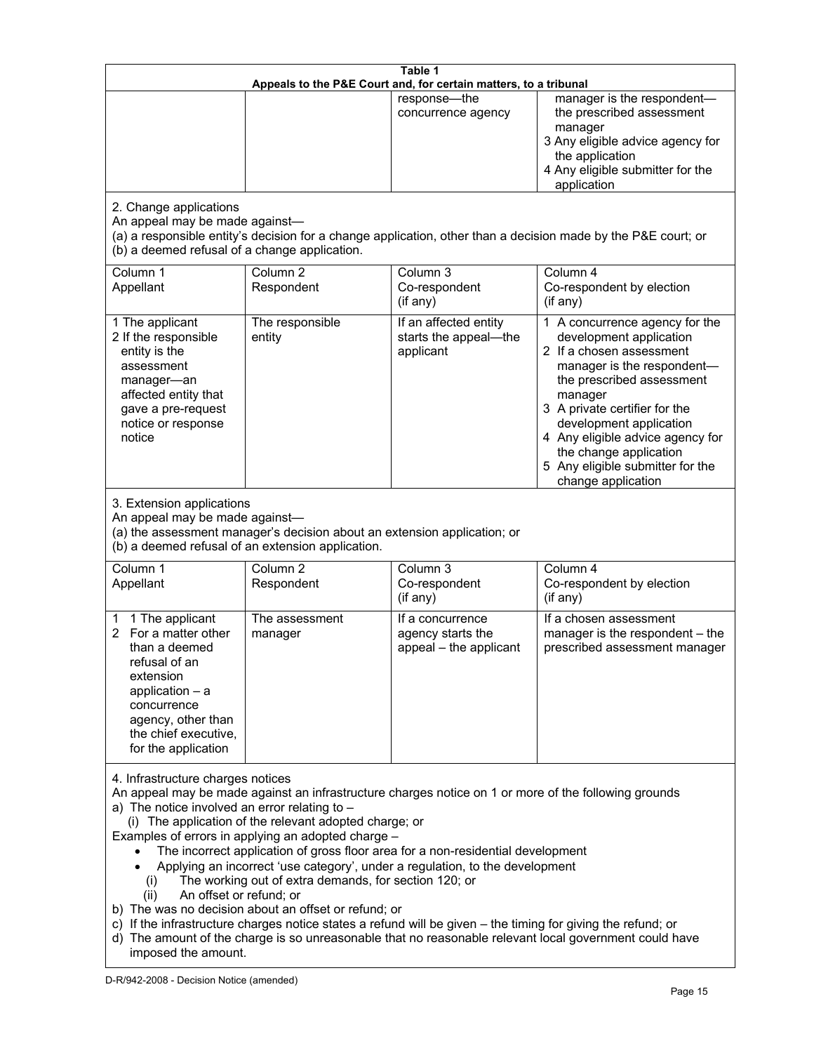| Table 1<br>Appeals to the P&E Court and, for certain matters, to a tribunal | | | |
|---|---|---|---|
| | | response—the concurrence agency | manager is the respondent—the prescribed assessment manager<br>3 Any eligible advice agency for the application<br>4 Any eligible submitter for the application |

2. Change applications

An appeal may be made against—

(a) a responsible entity's decision for a change application, other than a decision made by the P&E court; or

(b) a deemed refusal of a change application.

| Column 1<br>Appellant | Column 2<br>Respondent | Column 3<br>Co-respondent<br>(if any) | Column 4<br>Co-respondent by election<br>(if any) |
|---|---|---|---|
| 1 The applicant<br>2 If the responsible entity is the assessment manager—an affected entity that gave a pre-request notice or response notice | The responsible entity | If an affected entity starts the appeal—the applicant | 1 A concurrence agency for the development application<br>2 If a chosen assessment manager is the respondent—the prescribed assessment manager<br>3 A private certifier for the development application<br>4 Any eligible advice agency for the change application<br>5 Any eligible submitter for the change application |

3. Extension applications

An appeal may be made against—

(a) the assessment manager's decision about an extension application; or

(b) a deemed refusal of an extension application.

| Column 1<br>Appellant | Column 2<br>Respondent | Column 3<br>Co-respondent<br>(if any) | Column 4<br>Co-respondent by election<br>(if any) |
|---|---|---|---|
| 1 1 The applicant<br>2 For a matter other than a deemed refusal of an extension application – a concurrence agency, other than the chief executive, for the application | The assessment manager | If a concurrence agency starts the appeal – the applicant | If a chosen assessment manager is the respondent – the prescribed assessment manager |

4. Infrastructure charges notices

An appeal may be made against an infrastructure charges notice on 1 or more of the following grounds

a) The notice involved an error relating to –
   (i) The application of the relevant adopted charge; or

Examples of errors in applying an adopted charge –
- The incorrect application of gross floor area for a non-residential development
- Applying an incorrect 'use category', under a regulation, to the development
   (i) The working out of extra demands, for section 120; or
   (ii) An offset or refund; or

b) The was no decision about an offset or refund; or

c) If the infrastructure charges notice states a refund will be given – the timing for giving the refund; or

d) The amount of the charge is so unreasonable that no reasonable relevant local government could have imposed the amount.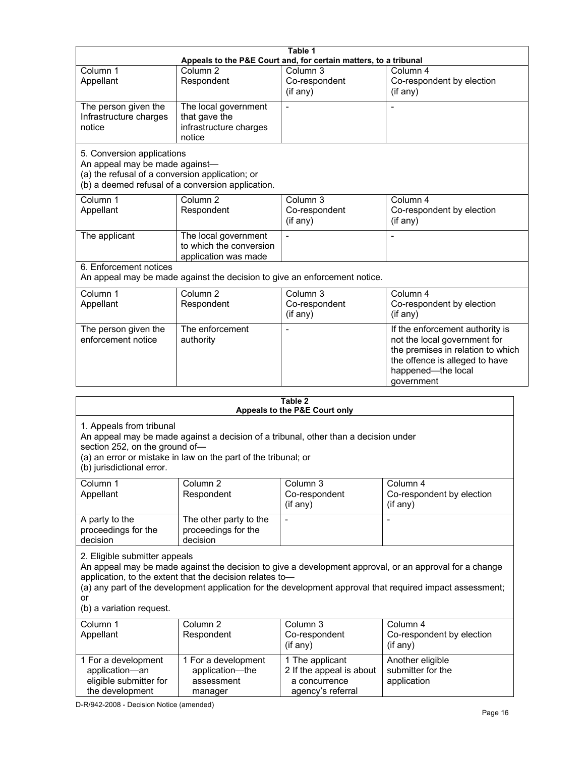**Table 1**
**Appeals to the P&E Court and, for certain matters, to a tribunal**

| Column 1<br>Appellant | Column 2<br>Respondent | Column 3<br>Co-respondent<br>(if any) | Column 4<br>Co-respondent by election<br>(if any) |
|---|---|---|---|
| The person given the Infrastructure charges notice | The local government that gave the infrastructure charges notice | - | - |

5. Conversion applications
An appeal may be made against—
(a) the refusal of a conversion application; or
(b) a deemed refusal of a conversion application.

| Column 1<br>Appellant | Column 2<br>Respondent | Column 3<br>Co-respondent<br>(if any) | Column 4<br>Co-respondent by election<br>(if any) |
|---|---|---|---|
| The applicant | The local government to which the conversion application was made | - | - |

6. Enforcement notices
An appeal may be made against the decision to give an enforcement notice.

| Column 1<br>Appellant | Column 2<br>Respondent | Column 3<br>Co-respondent<br>(if any) | Column 4<br>Co-respondent by election<br>(if any) |
|---|---|---|---|
| The person given the enforcement notice | The enforcement authority | - | If the enforcement authority is not the local government for the premises in relation to which the offence is alleged to have happened—the local government |

**Table 2**
**Appeals to the P&E Court only**

1. Appeals from tribunal
An appeal may be made against a decision of a tribunal, other than a decision under section 252, on the ground of—
(a) an error or mistake in law on the part of the tribunal; or
(b) jurisdictional error.

| Column 1<br>Appellant | Column 2<br>Respondent | Column 3<br>Co-respondent<br>(if any) | Column 4<br>Co-respondent by election<br>(if any) |
|---|---|---|---|
| A party to the proceedings for the decision | The other party to the proceedings for the decision | - | - |

2. Eligible submitter appeals
An appeal may be made against the decision to give a development approval, or an approval for a change application, to the extent that the decision relates to—
(a) any part of the development application for the development approval that required impact assessment; or
(b) a variation request.

| Column 1<br>Appellant | Column 2<br>Respondent | Column 3<br>Co-respondent<br>(if any) | Column 4<br>Co-respondent by election<br>(if any) |
|---|---|---|---|
| 1 For a development application—an eligible submitter for the development | 1 For a development application—the assessment manager | 1 The applicant<br>2 If the appeal is about a concurrence agency's referral | Another eligible submitter for the application |

D-R/942-2008 - Decision Notice (amended)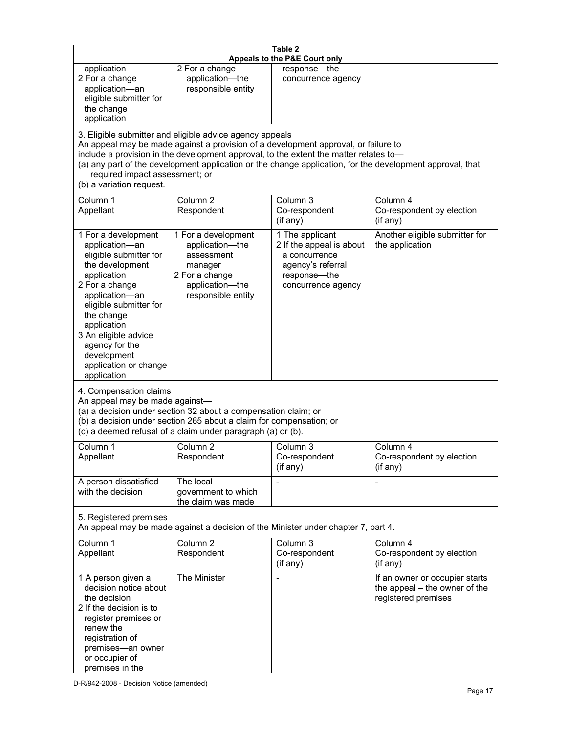**Table 2**
**Appeals to the P&E Court only**

| | | | |
|---|---|---|---|
| application<br>2 For a change application—an eligible submitter for the change application | 2 For a change application—the responsible entity | response—the concurrence agency | |

3. Eligible submitter and eligible advice agency appeals
An appeal may be made against a provision of a development approval, or failure to include a provision in the development approval, to the extent the matter relates to—
(a) any part of the development application or the change application, for the development approval, that required impact assessment; or
(b) a variation request.

| Column 1<br>Appellant | Column 2<br>Respondent | Column 3<br>Co-respondent<br>(if any) | Column 4<br>Co-respondent by election<br>(if any) |
|---|---|---|---|
| 1 For a development application—an eligible submitter for the development application<br>2 For a change application—an eligible submitter for the change application<br>3 An eligible advice agency for the development application or change application | 1 For a development application—the assessment manager<br>2 For a change application—the responsible entity | 1 The applicant<br>2 If the appeal is about a concurrence agency's referral response—the concurrence agency | Another eligible submitter for the application |

4. Compensation claims
An appeal may be made against—
(a) a decision under section 32 about a compensation claim; or
(b) a decision under section 265 about a claim for compensation; or
(c) a deemed refusal of a claim under paragraph (a) or (b).

| Column 1<br>Appellant | Column 2<br>Respondent | Column 3<br>Co-respondent<br>(if any) | Column 4<br>Co-respondent by election<br>(if any) |
|---|---|---|---|
| A person dissatisfied with the decision | The local government to which the claim was made | - | - |

5. Registered premises
An appeal may be made against a decision of the Minister under chapter 7, part 4.

| Column 1<br>Appellant | Column 2<br>Respondent | Column 3<br>Co-respondent<br>(if any) | Column 4<br>Co-respondent by election<br>(if any) |
|---|---|---|---|
| 1 A person given a decision notice about the decision<br>2 If the decision is to register premises or renew the registration of premises—an owner or occupier of premises in the | The Minister | - | If an owner or occupier starts the appeal – the owner of the registered premises |

D-R/942-2008 - Decision Notice (amended)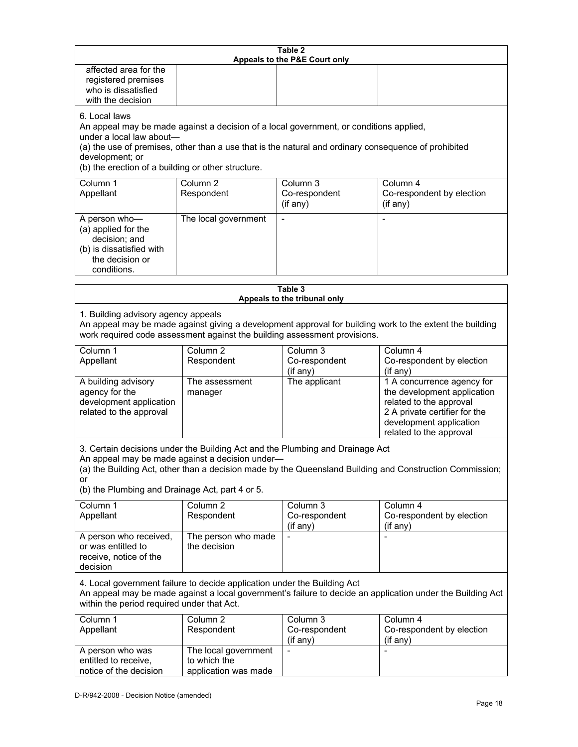**Table 2**
**Appeals to the P&E Court only**

| | | | |
|---|---|---|---|
| affected area for the registered premises who is dissatisfied with the decision | | | |

6. Local laws
An appeal may be made against a decision of a local government, or conditions applied, under a local law about—
(a) the use of premises, other than a use that is the natural and ordinary consequence of prohibited development; or
(b) the erection of a building or other structure.

| Column 1 Appellant | Column 2 Respondent | Column 3 Co-respondent (if any) | Column 4 Co-respondent by election (if any) |
|---|---|---|---|
| A person who— (a) applied for the decision; and (b) is dissatisfied with the decision or conditions. | The local government | - | - |

**Table 3**
**Appeals to the tribunal only**

1. Building advisory agency appeals
An appeal may be made against giving a development approval for building work to the extent the building work required code assessment against the building assessment provisions.

| Column 1 Appellant | Column 2 Respondent | Column 3 Co-respondent (if any) | Column 4 Co-respondent by election (if any) |
|---|---|---|---|
| A building advisory agency for the development application related to the approval | The assessment manager | The applicant | 1 A concurrence agency for the development application related to the approval 2 A private certifier for the development application related to the approval |

3. Certain decisions under the Building Act and the Plumbing and Drainage Act
An appeal may be made against a decision under—
(a) the Building Act, other than a decision made by the Queensland Building and Construction Commission; or
(b) the Plumbing and Drainage Act, part 4 or 5.

| Column 1 Appellant | Column 2 Respondent | Column 3 Co-respondent (if any) | Column 4 Co-respondent by election (if any) |
|---|---|---|---|
| A person who received, or was entitled to receive, notice of the decision | The person who made the decision | - | - |

4. Local government failure to decide application under the Building Act
An appeal may be made against a local government's failure to decide an application under the Building Act within the period required under that Act.

| Column 1 Appellant | Column 2 Respondent | Column 3 Co-respondent (if any) | Column 4 Co-respondent by election (if any) |
|---|---|---|---|
| A person who was entitled to receive, notice of the decision | The local government to which the application was made | - | - |

D-R/942-2008 - Decision Notice (amended)